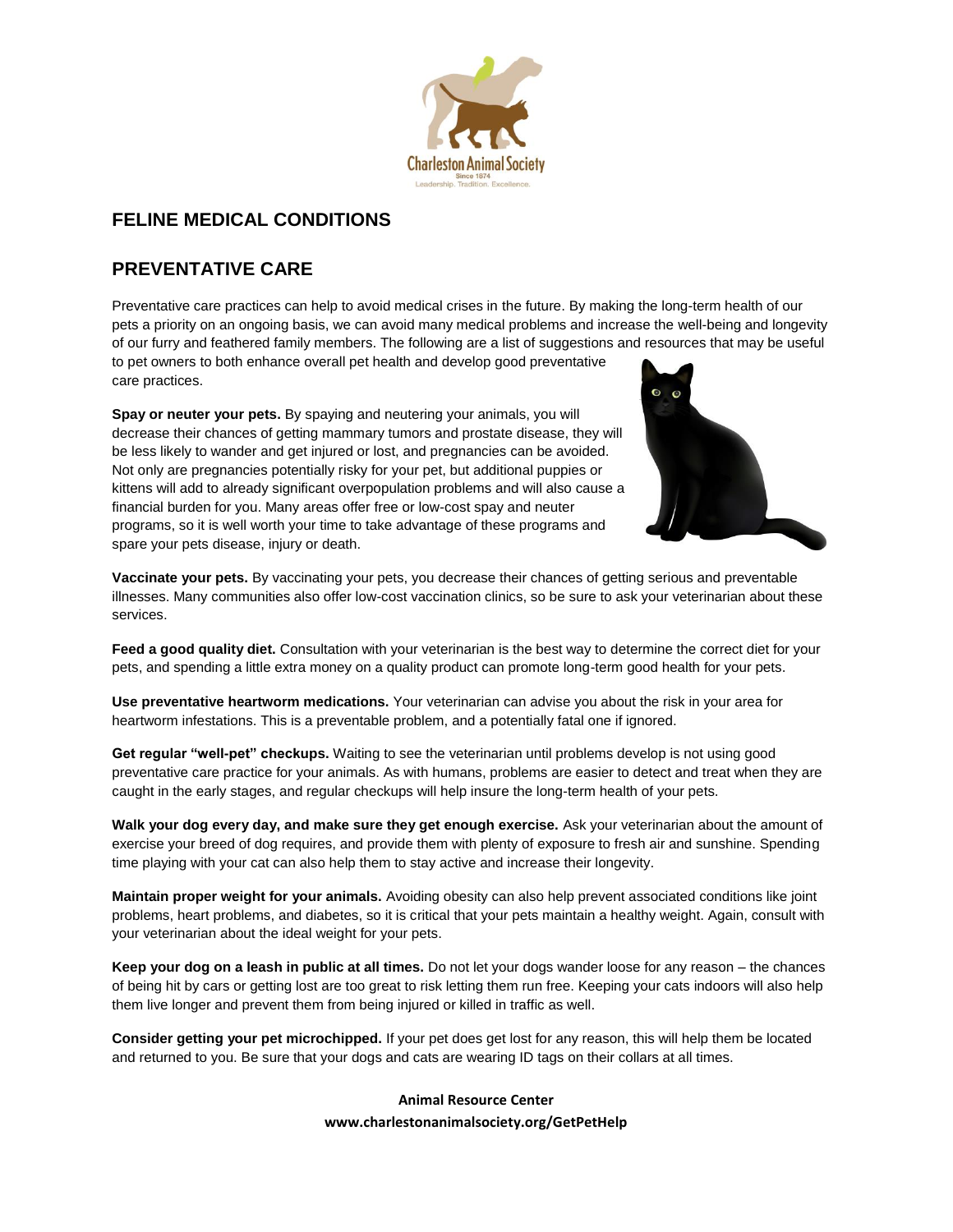# FELINE MEDICAL CONDITIONS

## PREVENTATIVE CARE

Preventative care practices can help to avoid medical crises in the future. By making the long-term health of our pets a priority on an ongoing basis, we can avoid many medical problems and increase the well-being and longevity of our furry and feathered family members. The following are a list of suggestions and resources that may be useful to pet owners to both enhance overall pet health and develop good preventative care practices.

**Spay or neuter your pets.** By spaying and neutering your animals, you will decrease their chances of getting mammary tumors and prostate disease, they will be less likely to wander and get injured or lost, and pregnancies can be avoided. Not only are pregnancies potentially risky for your pet, but additional puppies or kittens will add to already significant overpopulation problems and will also cause a financial burden for you. Many areas offer free or low-cost spay and neuter programs, so it is well worth your time to take advantage of these programs and spare your pets disease, injury or death.

**Vaccinate your pets.** By vaccinating your pets, you decrease their chances of getting serious and preventable illnesses. Many communities also offer low-cost vaccination clinics, so be sure to ask your veterinarian about these services.

**Feed a good quality diet.** Consultation with your veterinarian is the best way to determine the correct diet for your pets, and spending a little extra money on a quality product can promote long-term good health for your pets.

**Use preventative heartworm medications.** Your veterinarian can advise you about the risk in your area for heartworm infestations. This is a preventable problem, and a potentially fatal one if ignored.

**Get regular "well-pet" checkups.** Waiting to see the veterinarian until problems develop is not using good preventative care practice for your animals. As with humans, problems are easier to detect and treat when they are caught in the early stages, and regular checkups will help insure the long-term health of your pets.

**Walk your dog every day, and make sure they get enough exercise.** Ask your veterinarian about the amount of exercise your breed of dog requires, and provide them with plenty of exposure to fresh air and sunshine. Spending time playing with your cat can also help them to stay active and increase their longevity.

**Maintain proper weight for your animals.** Avoiding obesity can also help prevent associated conditions like joint problems, heart problems, and diabetes, so it is critical that your pets maintain a healthy weight. Again, consult with your veterinarian about the ideal weight for your pets.

**Keep your dog on a leash in public at all times.** Do not let your dogs wander loose for any reason – the chances of being hit by cars or getting lost are too great to risk letting them run free. Keeping your cats indoors will also help them live longer and prevent them from being injured or killed in traffic as well.

**Consider getting your pet microchipped.** If your pet does get lost for any reason, this will help them be located and returned to you. Be sure that your dogs and cats are wearing ID tags on their collars at all times.

**Animal Resource Center**
**www.charlestonanimalsociety.org/GetPetHelp**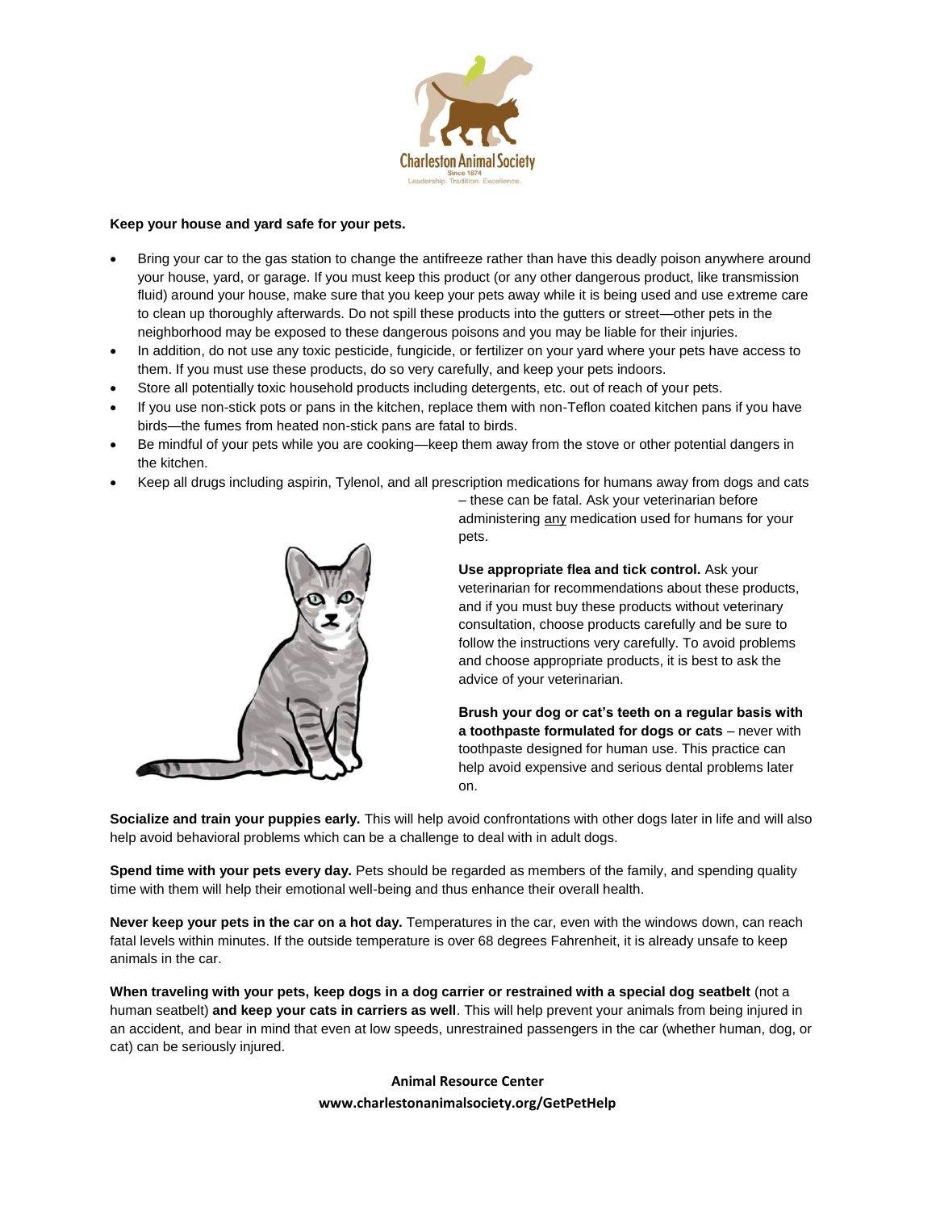**Keep your house and yard safe for your pets.**

- Bring your car to the gas station to change the antifreeze rather than have this deadly poison anywhere around your house, yard, or garage. If you must keep this product (or any other dangerous product, like transmission fluid) around your house, make sure that you keep your pets away while it is being used and use extreme care to clean up thoroughly afterwards. Do not spill these products into the gutters or street—other pets in the neighborhood may be exposed to these dangerous poisons and you may be liable for their injuries.
- In addition, do not use any toxic pesticide, fungicide, or fertilizer on your yard where your pets have access to them. If you must use these products, do so very carefully, and keep your pets indoors.
- Store all potentially toxic household products including detergents, etc. out of reach of your pets.
- If you use non-stick pots or pans in the kitchen, replace them with non-Teflon coated kitchen pans if you have birds—the fumes from heated non-stick pans are fatal to birds.
- Be mindful of your pets while you are cooking—keep them away from the stove or other potential dangers in the kitchen.
- Keep all drugs including aspirin, Tylenol, and all prescription medications for humans away from dogs and cats – these can be fatal. Ask your veterinarian before administering any medication used for humans for your pets.

**Use appropriate flea and tick control.** Ask your veterinarian for recommendations about these products, and if you must buy these products without veterinary consultation, choose products carefully and be sure to follow the instructions very carefully. To avoid problems and choose appropriate products, it is best to ask the advice of your veterinarian.

**Brush your dog or cat's teeth on a regular basis with a toothpaste formulated for dogs or cats** – never with toothpaste designed for human use. This practice can help avoid expensive and serious dental problems later on.

**Socialize and train your puppies early.** This will help avoid confrontations with other dogs later in life and will also help avoid behavioral problems which can be a challenge to deal with in adult dogs.

**Spend time with your pets every day.** Pets should be regarded as members of the family, and spending quality time with them will help their emotional well-being and thus enhance their overall health.

**Never keep your pets in the car on a hot day.** Temperatures in the car, even with the windows down, can reach fatal levels within minutes. If the outside temperature is over 68 degrees Fahrenheit, it is already unsafe to keep animals in the car.

**When traveling with your pets, keep dogs in a dog carrier or restrained with a special dog seatbelt** (not a human seatbelt) **and keep your cats in carriers as well**. This will help prevent your animals from being injured in an accident, and bear in mind that even at low speeds, unrestrained passengers in the car (whether human, dog, or cat) can be seriously injured.

**Animal Resource Center**
**www.charlestonanimalsociety.org/GetPetHelp**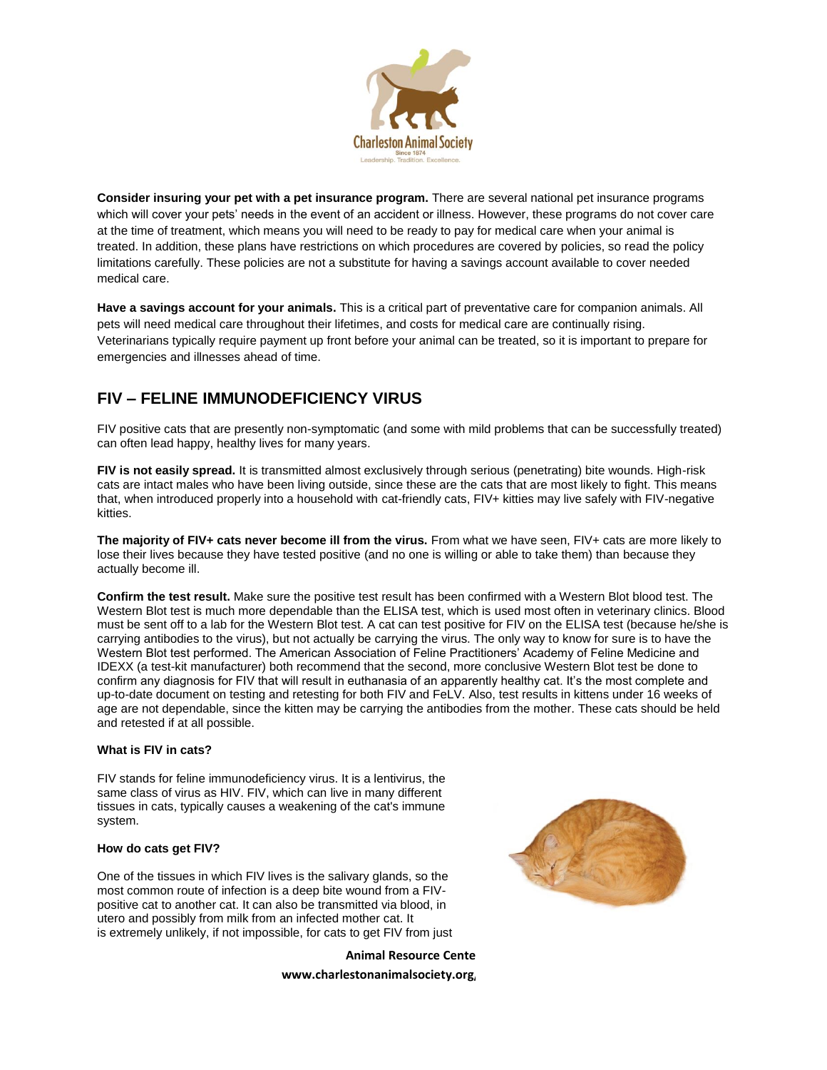**Consider insuring your pet with a pet insurance program.** There are several national pet insurance programs which will cover your pets' needs in the event of an accident or illness. However, these programs do not cover care at the time of treatment, which means you will need to be ready to pay for medical care when your animal is treated. In addition, these plans have restrictions on which procedures are covered by policies, so read the policy limitations carefully. These policies are not a substitute for having a savings account available to cover needed medical care.

**Have a savings account for your animals.** This is a critical part of preventative care for companion animals. All pets will need medical care throughout their lifetimes, and costs for medical care are continually rising. Veterinarians typically require payment up front before your animal can be treated, so it is important to prepare for emergencies and illnesses ahead of time.

## FIV – FELINE IMMUNODEFICIENCY VIRUS

FIV positive cats that are presently non-symptomatic (and some with mild problems that can be successfully treated) can often lead happy, healthy lives for many years.

**FIV is not easily spread.** It is transmitted almost exclusively through serious (penetrating) bite wounds. High-risk cats are intact males who have been living outside, since these are the cats that are most likely to fight. This means that, when introduced properly into a household with cat-friendly cats, FIV+ kitties may live safely with FIV-negative kitties.

**The majority of FIV+ cats never become ill from the virus.** From what we have seen, FIV+ cats are more likely to lose their lives because they have tested positive (and no one is willing or able to take them) than because they actually become ill.

**Confirm the test result.** Make sure the positive test result has been confirmed with a Western Blot blood test. The Western Blot test is much more dependable than the ELISA test, which is used most often in veterinary clinics. Blood must be sent off to a lab for the Western Blot test. A cat can test positive for FIV on the ELISA test (because he/she is carrying antibodies to the virus), but not actually be carrying the virus. The only way to know for sure is to have the Western Blot test performed. The American Association of Feline Practitioners' Academy of Feline Medicine and IDEXX (a test-kit manufacturer) both recommend that the second, more conclusive Western Blot test be done to confirm any diagnosis for FIV that will result in euthanasia of an apparently healthy cat. It's the most complete and up-to-date document on testing and retesting for both FIV and FeLV. Also, test results in kittens under 16 weeks of age are not dependable, since the kitten may be carrying the antibodies from the mother. These cats should be held and retested if at all possible.

**What is FIV in cats?**

FIV stands for feline immunodeficiency virus. It is a lentivirus, the same class of virus as HIV. FIV, which can live in many different tissues in cats, typically causes a weakening of the cat's immune system.

**How do cats get FIV?**

One of the tissues in which FIV lives is the salivary glands, so the most common route of infection is a deep bite wound from a FIV-positive cat to another cat. It can also be transmitted via blood, in utero and possibly from milk from an infected mother cat. It is extremely unlikely, if not impossible, for cats to get FIV from just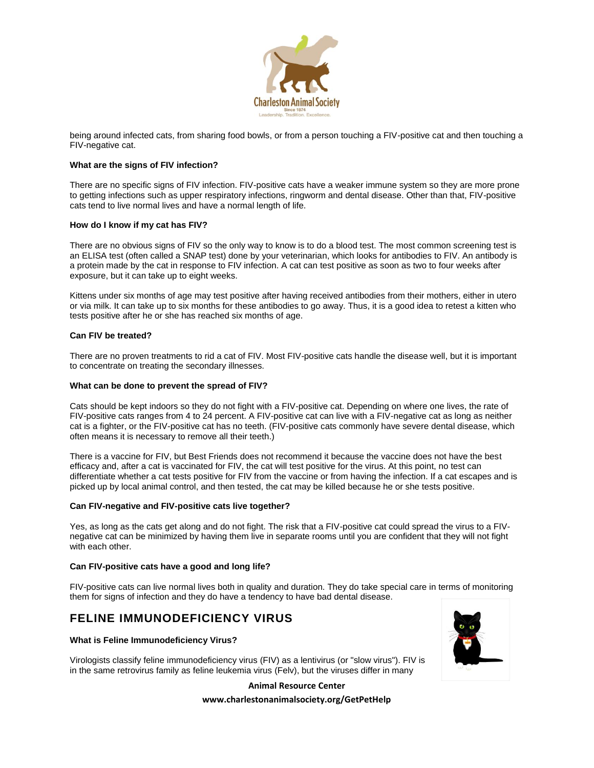being around infected cats, from sharing food bowls, or from a person touching a FIV-positive cat and then touching a FIV-negative cat.

**What are the signs of FIV infection?**

There are no specific signs of FIV infection. FIV-positive cats have a weaker immune system so they are more prone to getting infections such as upper respiratory infections, ringworm and dental disease. Other than that, FIV-positive cats tend to live normal lives and have a normal length of life.

**How do I know if my cat has FIV?**

There are no obvious signs of FIV so the only way to know is to do a blood test. The most common screening test is an ELISA test (often called a SNAP test) done by your veterinarian, which looks for antibodies to FIV. An antibody is a protein made by the cat in response to FIV infection. A cat can test positive as soon as two to four weeks after exposure, but it can take up to eight weeks.

Kittens under six months of age may test positive after having received antibodies from their mothers, either in utero or via milk. It can take up to six months for these antibodies to go away. Thus, it is a good idea to retest a kitten who tests positive after he or she has reached six months of age.

**Can FIV be treated?**

There are no proven treatments to rid a cat of FIV. Most FIV-positive cats handle the disease well, but it is important to concentrate on treating the secondary illnesses.

**What can be done to prevent the spread of FIV?**

Cats should be kept indoors so they do not fight with a FIV-positive cat. Depending on where one lives, the rate of FIV-positive cats ranges from 4 to 24 percent. A FIV-positive cat can live with a FIV-negative cat as long as neither cat is a fighter, or the FIV-positive cat has no teeth. (FIV-positive cats commonly have severe dental disease, which often means it is necessary to remove all their teeth.)

There is a vaccine for FIV, but Best Friends does not recommend it because the vaccine does not have the best efficacy and, after a cat is vaccinated for FIV, the cat will test positive for the virus. At this point, no test can differentiate whether a cat tests positive for FIV from the vaccine or from having the infection. If a cat escapes and is picked up by local animal control, and then tested, the cat may be killed because he or she tests positive.

**Can FIV-negative and FIV-positive cats live together?**

Yes, as long as the cats get along and do not fight. The risk that a FIV-positive cat could spread the virus to a FIV-negative cat can be minimized by having them live in separate rooms until you are confident that they will not fight with each other.

**Can FIV-positive cats have a good and long life?**

FIV-positive cats can live normal lives both in quality and duration. They do take special care in terms of monitoring them for signs of infection and they do have a tendency to have bad dental disease.

## FELINE IMMUNODEFICIENCY VIRUS

**What is Feline Immunodeficiency Virus?**

Virologists classify feline immunodeficiency virus (FIV) as a lentivirus (or "slow virus"). FIV is in the same retrovirus family as feline leukemia virus (Felv), but the viruses differ in many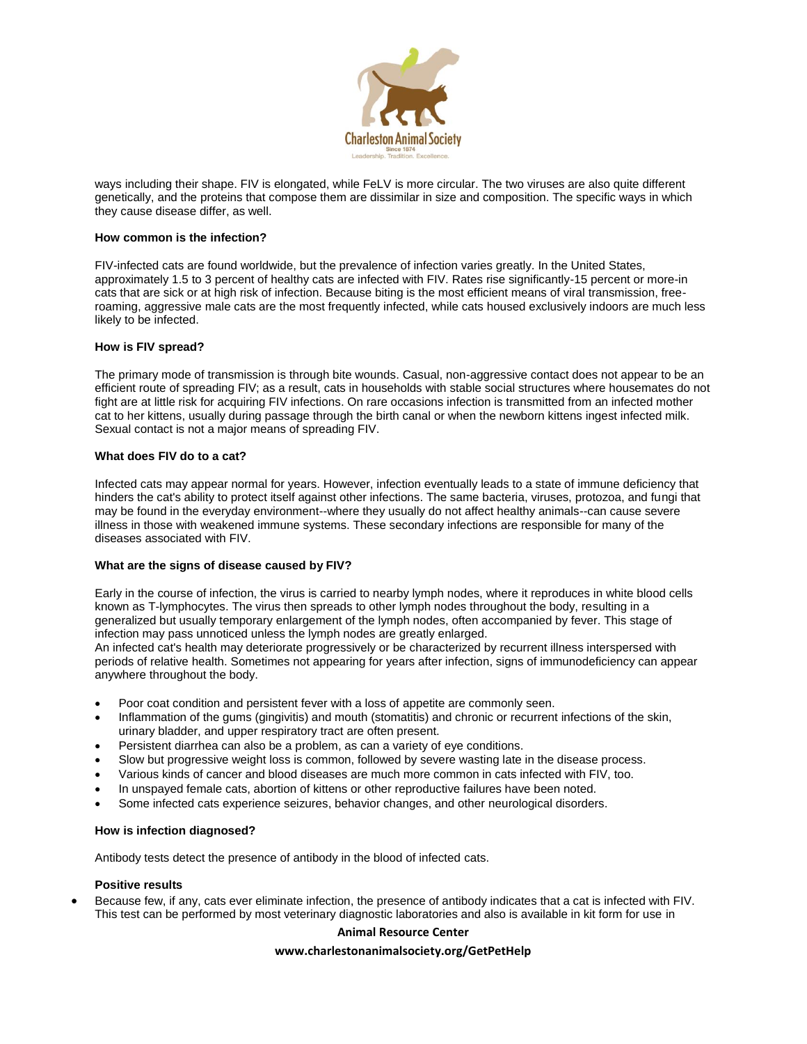ways including their shape. FIV is elongated, while FeLV is more circular. The two viruses are also quite different genetically, and the proteins that compose them are dissimilar in size and composition. The specific ways in which they cause disease differ, as well.

**How common is the infection?**

FIV-infected cats are found worldwide, but the prevalence of infection varies greatly. In the United States, approximately 1.5 to 3 percent of healthy cats are infected with FIV. Rates rise significantly-15 percent or more-in cats that are sick or at high risk of infection. Because biting is the most efficient means of viral transmission, free-roaming, aggressive male cats are the most frequently infected, while cats housed exclusively indoors are much less likely to be infected.

**How is FIV spread?**

The primary mode of transmission is through bite wounds. Casual, non-aggressive contact does not appear to be an efficient route of spreading FIV; as a result, cats in households with stable social structures where housemates do not fight are at little risk for acquiring FIV infections. On rare occasions infection is transmitted from an infected mother cat to her kittens, usually during passage through the birth canal or when the newborn kittens ingest infected milk. Sexual contact is not a major means of spreading FIV.

**What does FIV do to a cat?**

Infected cats may appear normal for years. However, infection eventually leads to a state of immune deficiency that hinders the cat's ability to protect itself against other infections. The same bacteria, viruses, protozoa, and fungi that may be found in the everyday environment--where they usually do not affect healthy animals--can cause severe illness in those with weakened immune systems. These secondary infections are responsible for many of the diseases associated with FIV.

**What are the signs of disease caused by FIV?**

Early in the course of infection, the virus is carried to nearby lymph nodes, where it reproduces in white blood cells known as T-lymphocytes. The virus then spreads to other lymph nodes throughout the body, resulting in a generalized but usually temporary enlargement of the lymph nodes, often accompanied by fever. This stage of infection may pass unnoticed unless the lymph nodes are greatly enlarged.
An infected cat's health may deteriorate progressively or be characterized by recurrent illness interspersed with periods of relative health. Sometimes not appearing for years after infection, signs of immunodeficiency can appear anywhere throughout the body.

- Poor coat condition and persistent fever with a loss of appetite are commonly seen.
- Inflammation of the gums (gingivitis) and mouth (stomatitis) and chronic or recurrent infections of the skin, urinary bladder, and upper respiratory tract are often present.
- Persistent diarrhea can also be a problem, as can a variety of eye conditions.
- Slow but progressive weight loss is common, followed by severe wasting late in the disease process.
- Various kinds of cancer and blood diseases are much more common in cats infected with FIV, too.
- In unspayed female cats, abortion of kittens or other reproductive failures have been noted.
- Some infected cats experience seizures, behavior changes, and other neurological disorders.

**How is infection diagnosed?**

Antibody tests detect the presence of antibody in the blood of infected cats.

**Positive results**

- Because few, if any, cats ever eliminate infection, the presence of antibody indicates that a cat is infected with FIV. This test can be performed by most veterinary diagnostic laboratories and also is available in kit form for use in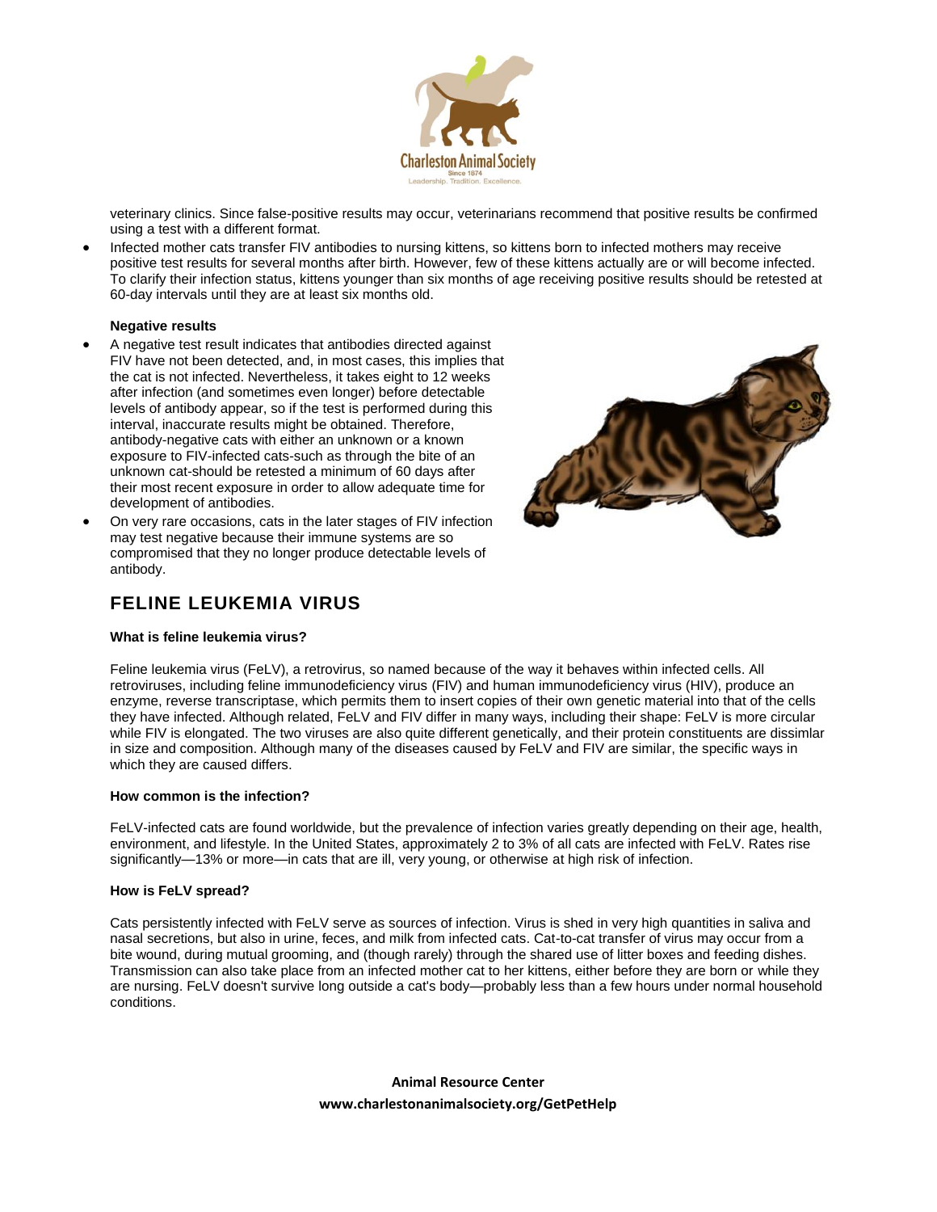veterinary clinics. Since false-positive results may occur, veterinarians recommend that positive results be confirmed using a test with a different format.

- Infected mother cats transfer FIV antibodies to nursing kittens, so kittens born to infected mothers may receive positive test results for several months after birth. However, few of these kittens actually are or will become infected. To clarify their infection status, kittens younger than six months of age receiving positive results should be retested at 60-day intervals until they are at least six months old.

**Negative results**

- A negative test result indicates that antibodies directed against FIV have not been detected, and, in most cases, this implies that the cat is not infected. Nevertheless, it takes eight to 12 weeks after infection (and sometimes even longer) before detectable levels of antibody appear, so if the test is performed during this interval, inaccurate results might be obtained. Therefore, antibody-negative cats with either an unknown or a known exposure to FIV-infected cats-such as through the bite of an unknown cat-should be retested a minimum of 60 days after their most recent exposure in order to allow adequate time for development of antibodies.
- On very rare occasions, cats in the later stages of FIV infection may test negative because their immune systems are so compromised that they no longer produce detectable levels of antibody.

## FELINE LEUKEMIA VIRUS

**What is feline leukemia virus?**

Feline leukemia virus (FeLV), a retrovirus, so named because of the way it behaves within infected cells. All retroviruses, including feline immunodeficiency virus (FIV) and human immunodeficiency virus (HIV), produce an enzyme, reverse transcriptase, which permits them to insert copies of their own genetic material into that of the cells they have infected. Although related, FeLV and FIV differ in many ways, including their shape: FeLV is more circular while FIV is elongated. The two viruses are also quite different genetically, and their protein constituents are dissimlar in size and composition. Although many of the diseases caused by FeLV and FIV are similar, the specific ways in which they are caused differs.

**How common is the infection?**

FeLV-infected cats are found worldwide, but the prevalence of infection varies greatly depending on their age, health, environment, and lifestyle. In the United States, approximately 2 to 3% of all cats are infected with FeLV. Rates rise significantly—13% or more—in cats that are ill, very young, or otherwise at high risk of infection.

**How is FeLV spread?**

Cats persistently infected with FeLV serve as sources of infection. Virus is shed in very high quantities in saliva and nasal secretions, but also in urine, feces, and milk from infected cats. Cat-to-cat transfer of virus may occur from a bite wound, during mutual grooming, and (though rarely) through the shared use of litter boxes and feeding dishes. Transmission can also take place from an infected mother cat to her kittens, either before they are born or while they are nursing. FeLV doesn't survive long outside a cat's body—probably less than a few hours under normal household conditions.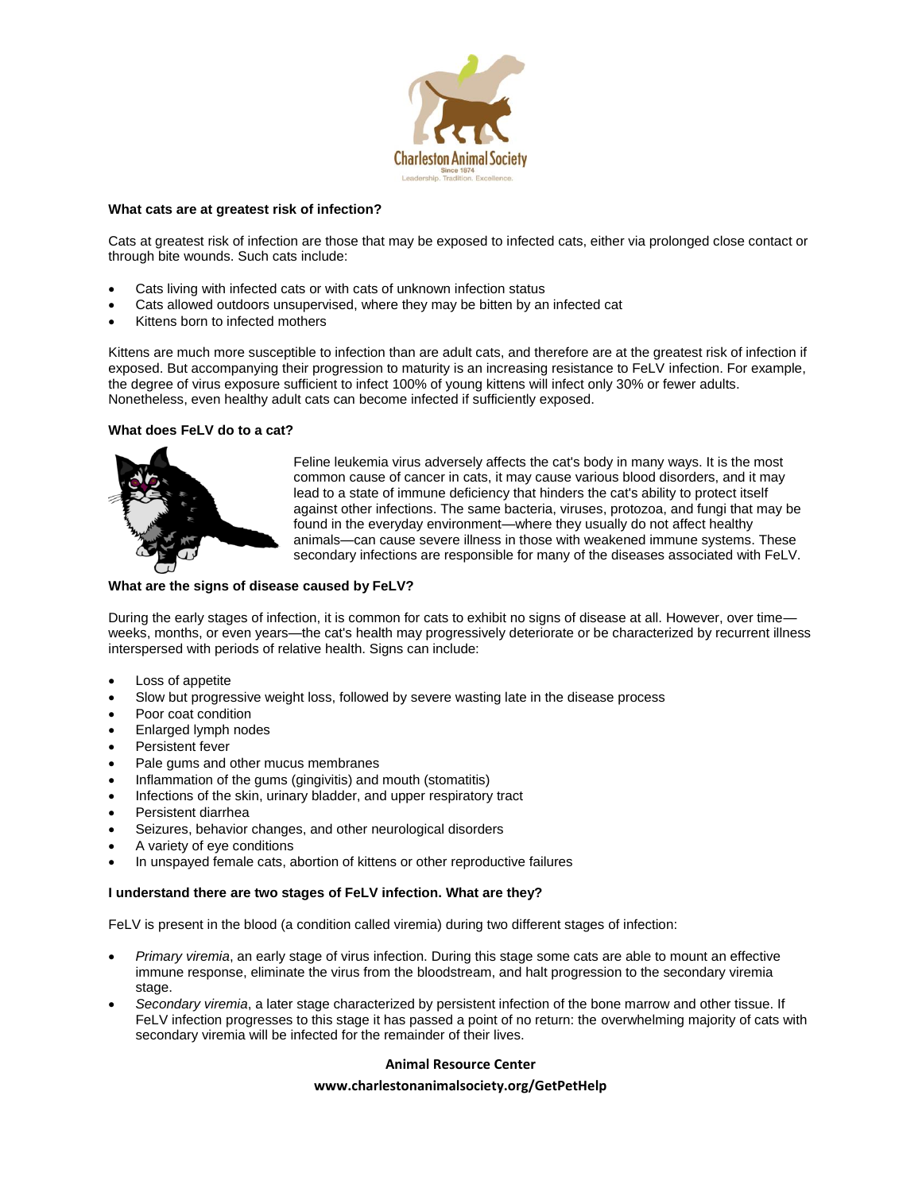### What cats are at greatest risk of infection?

Cats at greatest risk of infection are those that may be exposed to infected cats, either via prolonged close contact or through bite wounds. Such cats include:

- Cats living with infected cats or with cats of unknown infection status
- Cats allowed outdoors unsupervised, where they may be bitten by an infected cat
- Kittens born to infected mothers

Kittens are much more susceptible to infection than are adult cats, and therefore are at the greatest risk of infection if exposed. But accompanying their progression to maturity is an increasing resistance to FeLV infection. For example, the degree of virus exposure sufficient to infect 100% of young kittens will infect only 30% or fewer adults. Nonetheless, even healthy adult cats can become infected if sufficiently exposed.

### What does FeLV do to a cat?

Feline leukemia virus adversely affects the cat's body in many ways. It is the most common cause of cancer in cats, it may cause various blood disorders, and it may lead to a state of immune deficiency that hinders the cat's ability to protect itself against other infections. The same bacteria, viruses, protozoa, and fungi that may be found in the everyday environment—where they usually do not affect healthy animals—can cause severe illness in those with weakened immune systems. These secondary infections are responsible for many of the diseases associated with FeLV.

### What are the signs of disease caused by FeLV?

During the early stages of infection, it is common for cats to exhibit no signs of disease at all. However, over time—weeks, months, or even years—the cat's health may progressively deteriorate or be characterized by recurrent illness interspersed with periods of relative health. Signs can include:

- Loss of appetite
- Slow but progressive weight loss, followed by severe wasting late in the disease process
- Poor coat condition
- Enlarged lymph nodes
- Persistent fever
- Pale gums and other mucus membranes
- Inflammation of the gums (gingivitis) and mouth (stomatitis)
- Infections of the skin, urinary bladder, and upper respiratory tract
- Persistent diarrhea
- Seizures, behavior changes, and other neurological disorders
- A variety of eye conditions
- In unspayed female cats, abortion of kittens or other reproductive failures

### I understand there are two stages of FeLV infection. What are they?

FeLV is present in the blood (a condition called viremia) during two different stages of infection:

- *Primary viremia*, an early stage of virus infection. During this stage some cats are able to mount an effective immune response, eliminate the virus from the bloodstream, and halt progression to the secondary viremia stage.
- *Secondary viremia*, a later stage characterized by persistent infection of the bone marrow and other tissue. If FeLV infection progresses to this stage it has passed a point of no return: the overwhelming majority of cats with secondary viremia will be infected for the remainder of their lives.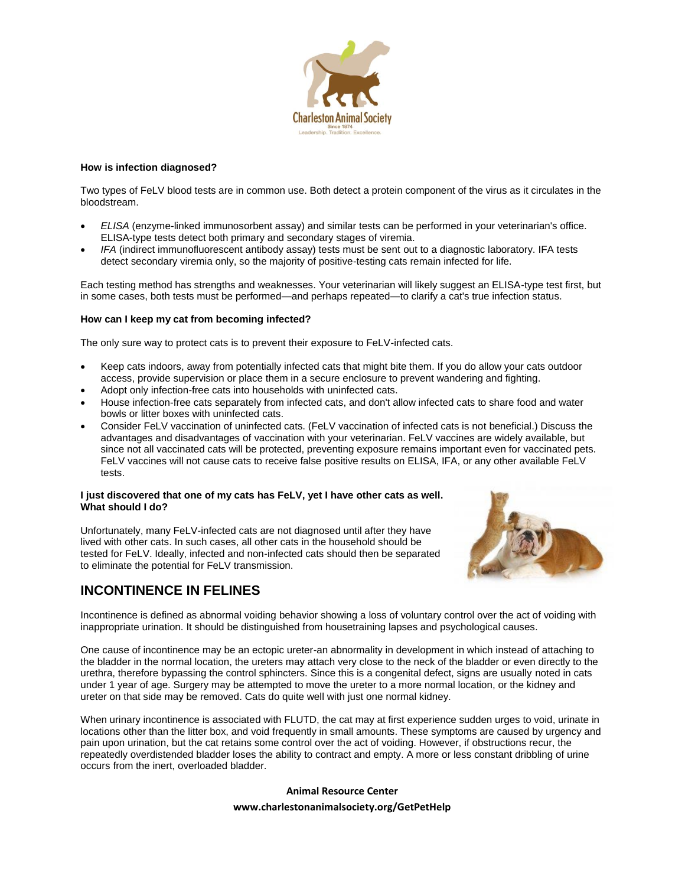**How is infection diagnosed?**

Two types of FeLV blood tests are in common use. Both detect a protein component of the virus as it circulates in the bloodstream.

- *ELISA* (enzyme-linked immunosorbent assay) and similar tests can be performed in your veterinarian's office. ELISA-type tests detect both primary and secondary stages of viremia.
- *IFA* (indirect immunofluorescent antibody assay) tests must be sent out to a diagnostic laboratory. IFA tests detect secondary viremia only, so the majority of positive-testing cats remain infected for life.

Each testing method has strengths and weaknesses. Your veterinarian will likely suggest an ELISA-type test first, but in some cases, both tests must be performed—and perhaps repeated—to clarify a cat's true infection status.

**How can I keep my cat from becoming infected?**

The only sure way to protect cats is to prevent their exposure to FeLV-infected cats.

- Keep cats indoors, away from potentially infected cats that might bite them. If you do allow your cats outdoor access, provide supervision or place them in a secure enclosure to prevent wandering and fighting.
- Adopt only infection-free cats into households with uninfected cats.
- House infection-free cats separately from infected cats, and don't allow infected cats to share food and water bowls or litter boxes with uninfected cats.
- Consider FeLV vaccination of uninfected cats. (FeLV vaccination of infected cats is not beneficial.) Discuss the advantages and disadvantages of vaccination with your veterinarian. FeLV vaccines are widely available, but since not all vaccinated cats will be protected, preventing exposure remains important even for vaccinated pets. FeLV vaccines will not cause cats to receive false positive results on ELISA, IFA, or any other available FeLV tests.

**I just discovered that one of my cats has FeLV, yet I have other cats as well. What should I do?**

Unfortunately, many FeLV-infected cats are not diagnosed until after they have lived with other cats. In such cases, all other cats in the household should be tested for FeLV. Ideally, infected and non-infected cats should then be separated to eliminate the potential for FeLV transmission.

## INCONTINENCE IN FELINES

Incontinence is defined as abnormal voiding behavior showing a loss of voluntary control over the act of voiding with inappropriate urination. It should be distinguished from housetraining lapses and psychological causes.

One cause of incontinence may be an ectopic ureter-an abnormality in development in which instead of attaching to the bladder in the normal location, the ureters may attach very close to the neck of the bladder or even directly to the urethra, therefore bypassing the control sphincters. Since this is a congenital defect, signs are usually noted in cats under 1 year of age. Surgery may be attempted to move the ureter to a more normal location, or the kidney and ureter on that side may be removed. Cats do quite well with just one normal kidney.

When urinary incontinence is associated with FLUTD, the cat may at first experience sudden urges to void, urinate in locations other than the litter box, and void frequently in small amounts. These symptoms are caused by urgency and pain upon urination, but the cat retains some control over the act of voiding. However, if obstructions recur, the repeatedly overdistended bladder loses the ability to contract and empty. A more or less constant dribbling of urine occurs from the inert, overloaded bladder.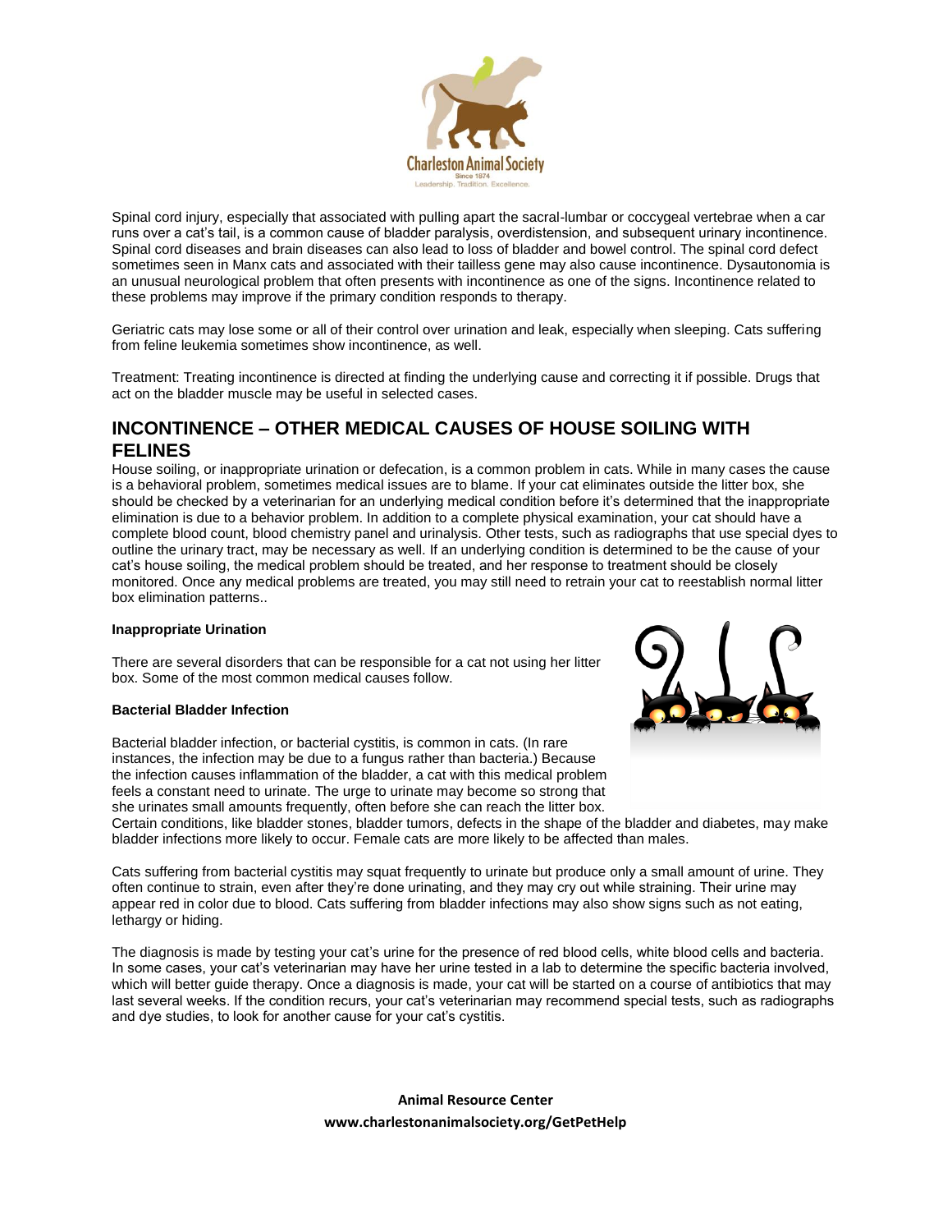Spinal cord injury, especially that associated with pulling apart the sacral-lumbar or coccygeal vertebrae when a car runs over a cat's tail, is a common cause of bladder paralysis, overdistension, and subsequent urinary incontinence. Spinal cord diseases and brain diseases can also lead to loss of bladder and bowel control. The spinal cord defect sometimes seen in Manx cats and associated with their tailless gene may also cause incontinence. Dysautonomia is an unusual neurological problem that often presents with incontinence as one of the signs. Incontinence related to these problems may improve if the primary condition responds to therapy.

Geriatric cats may lose some or all of their control over urination and leak, especially when sleeping. Cats suffering from feline leukemia sometimes show incontinence, as well.

Treatment: Treating incontinence is directed at finding the underlying cause and correcting it if possible. Drugs that act on the bladder muscle may be useful in selected cases.

## INCONTINENCE – OTHER MEDICAL CAUSES OF HOUSE SOILING WITH FELINES

House soiling, or inappropriate urination or defecation, is a common problem in cats. While in many cases the cause is a behavioral problem, sometimes medical issues are to blame. If your cat eliminates outside the litter box, she should be checked by a veterinarian for an underlying medical condition before it's determined that the inappropriate elimination is due to a behavior problem. In addition to a complete physical examination, your cat should have a complete blood count, blood chemistry panel and urinalysis. Other tests, such as radiographs that use special dyes to outline the urinary tract, may be necessary as well. If an underlying condition is determined to be the cause of your cat's house soiling, the medical problem should be treated, and her response to treatment should be closely monitored. Once any medical problems are treated, you may still need to retrain your cat to reestablish normal litter box elimination patterns..

**Inappropriate Urination**

There are several disorders that can be responsible for a cat not using her litter box. Some of the most common medical causes follow.

**Bacterial Bladder Infection**

Bacterial bladder infection, or bacterial cystitis, is common in cats. (In rare instances, the infection may be due to a fungus rather than bacteria.) Because the infection causes inflammation of the bladder, a cat with this medical problem feels a constant need to urinate. The urge to urinate may become so strong that she urinates small amounts frequently, often before she can reach the litter box. Certain conditions, like bladder stones, bladder tumors, defects in the shape of the bladder and diabetes, may make bladder infections more likely to occur. Female cats are more likely to be affected than males.

Cats suffering from bacterial cystitis may squat frequently to urinate but produce only a small amount of urine. They often continue to strain, even after they're done urinating, and they may cry out while straining. Their urine may appear red in color due to blood. Cats suffering from bladder infections may also show signs such as not eating, lethargy or hiding.

The diagnosis is made by testing your cat's urine for the presence of red blood cells, white blood cells and bacteria. In some cases, your cat's veterinarian may have her urine tested in a lab to determine the specific bacteria involved, which will better guide therapy. Once a diagnosis is made, your cat will be started on a course of antibiotics that may last several weeks. If the condition recurs, your cat's veterinarian may recommend special tests, such as radiographs and dye studies, to look for another cause for your cat's cystitis.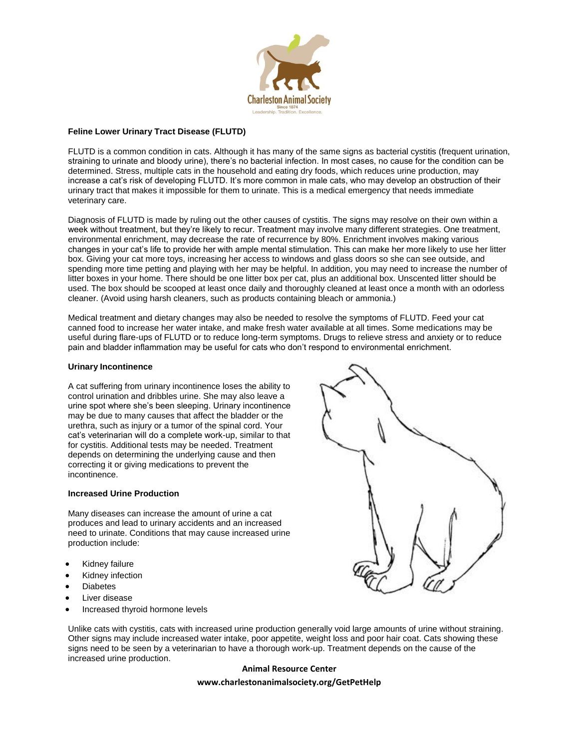**Feline Lower Urinary Tract Disease (FLUTD)**

FLUTD is a common condition in cats. Although it has many of the same signs as bacterial cystitis (frequent urination, straining to urinate and bloody urine), there's no bacterial infection. In most cases, no cause for the condition can be determined. Stress, multiple cats in the household and eating dry foods, which reduces urine production, may increase a cat's risk of developing FLUTD. It's more common in male cats, who may develop an obstruction of their urinary tract that makes it impossible for them to urinate. This is a medical emergency that needs immediate veterinary care.

Diagnosis of FLUTD is made by ruling out the other causes of cystitis. The signs may resolve on their own within a week without treatment, but they're likely to recur. Treatment may involve many different strategies. One treatment, environmental enrichment, may decrease the rate of recurrence by 80%. Enrichment involves making various changes in your cat's life to provide her with ample mental stimulation. This can make her more likely to use her litter box. Giving your cat more toys, increasing her access to windows and glass doors so she can see outside, and spending more time petting and playing with her may be helpful. In addition, you may need to increase the number of litter boxes in your home. There should be one litter box per cat, plus an additional box. Unscented litter should be used. The box should be scooped at least once daily and thoroughly cleaned at least once a month with an odorless cleaner. (Avoid using harsh cleaners, such as products containing bleach or ammonia.)

Medical treatment and dietary changes may also be needed to resolve the symptoms of FLUTD. Feed your cat canned food to increase her water intake, and make fresh water available at all times. Some medications may be useful during flare-ups of FLUTD or to reduce long-term symptoms. Drugs to relieve stress and anxiety or to reduce pain and bladder inflammation may be useful for cats who don't respond to environmental enrichment.

**Urinary Incontinence**

A cat suffering from urinary incontinence loses the ability to control urination and dribbles urine. She may also leave a urine spot where she's been sleeping. Urinary incontinence may be due to many causes that affect the bladder or the urethra, such as injury or a tumor of the spinal cord. Your cat's veterinarian will do a complete work-up, similar to that for cystitis. Additional tests may be needed. Treatment depends on determining the underlying cause and then correcting it or giving medications to prevent the incontinence.

**Increased Urine Production**

Many diseases can increase the amount of urine a cat produces and lead to urinary accidents and an increased need to urinate. Conditions that may cause increased urine production include:

- Kidney failure
- Kidney infection
- Diabetes
- Liver disease
- Increased thyroid hormone levels

Unlike cats with cystitis, cats with increased urine production generally void large amounts of urine without straining. Other signs may include increased water intake, poor appetite, weight loss and poor hair coat. Cats showing these signs need to be seen by a veterinarian to have a thorough work-up. Treatment depends on the cause of the increased urine production.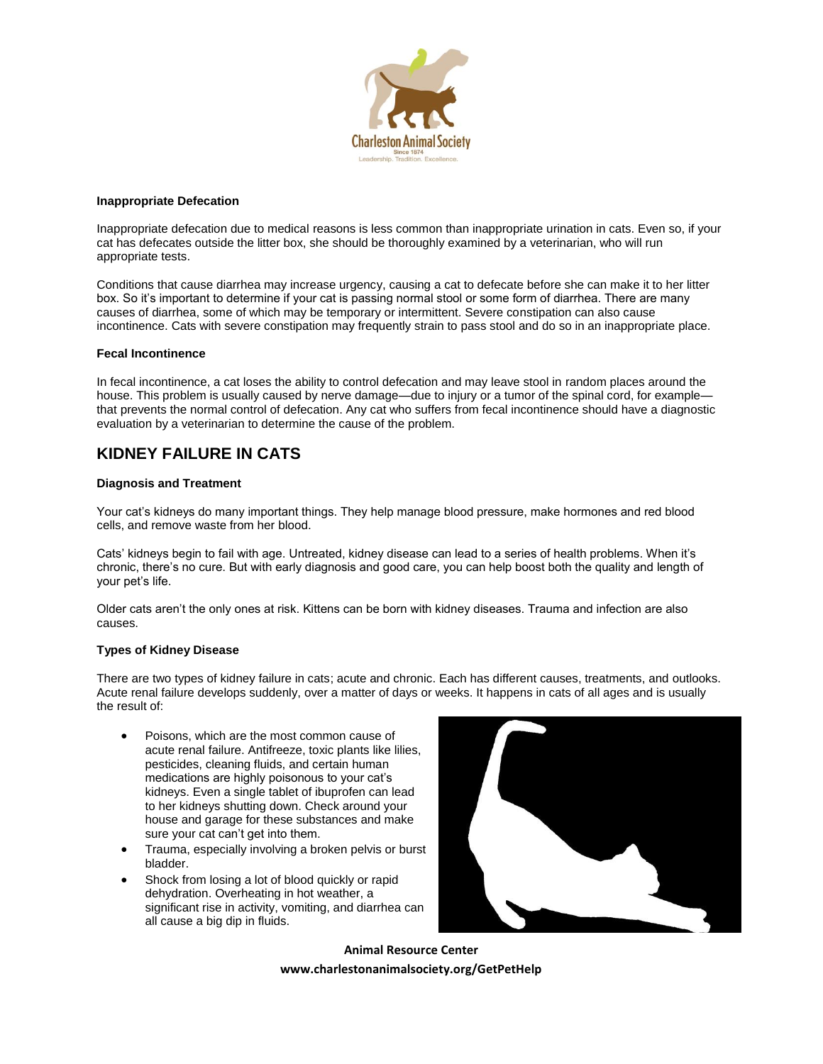**Inappropriate Defecation**

Inappropriate defecation due to medical reasons is less common than inappropriate urination in cats. Even so, if your cat has defecates outside the litter box, she should be thoroughly examined by a veterinarian, who will run appropriate tests.

Conditions that cause diarrhea may increase urgency, causing a cat to defecate before she can make it to her litter box. So it's important to determine if your cat is passing normal stool or some form of diarrhea. There are many causes of diarrhea, some of which may be temporary or intermittent. Severe constipation can also cause incontinence. Cats with severe constipation may frequently strain to pass stool and do so in an inappropriate place.

**Fecal Incontinence**

In fecal incontinence, a cat loses the ability to control defecation and may leave stool in random places around the house. This problem is usually caused by nerve damage—due to injury or a tumor of the spinal cord, for example—that prevents the normal control of defecation. Any cat who suffers from fecal incontinence should have a diagnostic evaluation by a veterinarian to determine the cause of the problem.

## KIDNEY FAILURE IN CATS

**Diagnosis and Treatment**

Your cat's kidneys do many important things. They help manage blood pressure, make hormones and red blood cells, and remove waste from her blood.

Cats' kidneys begin to fail with age. Untreated, kidney disease can lead to a series of health problems. When it's chronic, there's no cure. But with early diagnosis and good care, you can help boost both the quality and length of your pet's life.

Older cats aren't the only ones at risk. Kittens can be born with kidney diseases. Trauma and infection are also causes.

**Types of Kidney Disease**

There are two types of kidney failure in cats; acute and chronic. Each has different causes, treatments, and outlooks. Acute renal failure develops suddenly, over a matter of days or weeks. It happens in cats of all ages and is usually the result of:

- Poisons, which are the most common cause of acute renal failure. Antifreeze, toxic plants like lilies, pesticides, cleaning fluids, and certain human medications are highly poisonous to your cat's kidneys. Even a single tablet of ibuprofen can lead to her kidneys shutting down. Check around your house and garage for these substances and make sure your cat can't get into them.
- Trauma, especially involving a broken pelvis or burst bladder.
- Shock from losing a lot of blood quickly or rapid dehydration. Overheating in hot weather, a significant rise in activity, vomiting, and diarrhea can all cause a big dip in fluids.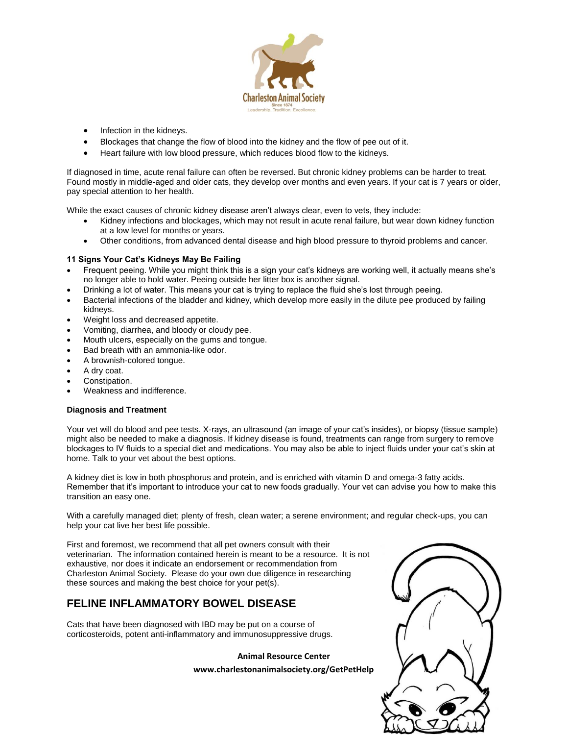- Infection in the kidneys.
- Blockages that change the flow of blood into the kidney and the flow of pee out of it.
- Heart failure with low blood pressure, which reduces blood flow to the kidneys.

If diagnosed in time, acute renal failure can often be reversed. But chronic kidney problems can be harder to treat. Found mostly in middle-aged and older cats, they develop over months and even years. If your cat is 7 years or older, pay special attention to her health.

While the exact causes of chronic kidney disease aren't always clear, even to vets, they include:

- Kidney infections and blockages, which may not result in acute renal failure, but wear down kidney function at a low level for months or years.
- Other conditions, from advanced dental disease and high blood pressure to thyroid problems and cancer.

**11 Signs Your Cat's Kidneys May Be Failing**

- Frequent peeing. While you might think this is a sign your cat's kidneys are working well, it actually means she's no longer able to hold water. Peeing outside her litter box is another signal.
- Drinking a lot of water. This means your cat is trying to replace the fluid she's lost through peeing.
- Bacterial infections of the bladder and kidney, which develop more easily in the dilute pee produced by failing kidneys.
- Weight loss and decreased appetite.
- Vomiting, diarrhea, and bloody or cloudy pee.
- Mouth ulcers, especially on the gums and tongue.
- Bad breath with an ammonia-like odor.
- A brownish-colored tongue.
- A dry coat.
- Constipation.
- Weakness and indifference.

**Diagnosis and Treatment**

Your vet will do blood and pee tests. X-rays, an ultrasound (an image of your cat's insides), or biopsy (tissue sample) might also be needed to make a diagnosis. If kidney disease is found, treatments can range from surgery to remove blockages to IV fluids to a special diet and medications. You may also be able to inject fluids under your cat's skin at home. Talk to your vet about the best options.

A kidney diet is low in both phosphorus and protein, and is enriched with vitamin D and omega-3 fatty acids. Remember that it's important to introduce your cat to new foods gradually. Your vet can advise you how to make this transition an easy one.

With a carefully managed diet; plenty of fresh, clean water; a serene environment; and regular check-ups, you can help your cat live her best life possible.

First and foremost, we recommend that all pet owners consult with their veterinarian. The information contained herein is meant to be a resource. It is not exhaustive, nor does it indicate an endorsement or recommendation from Charleston Animal Society. Please do your own due diligence in researching these sources and making the best choice for your pet(s).

## FELINE INFLAMMATORY BOWEL DISEASE

Cats that have been diagnosed with IBD may be put on a course of corticosteroids, potent anti-inflammatory and immunosuppressive drugs.

**Animal Resource Center**
**www.charlestonanimalsociety.org/GetPetHelp**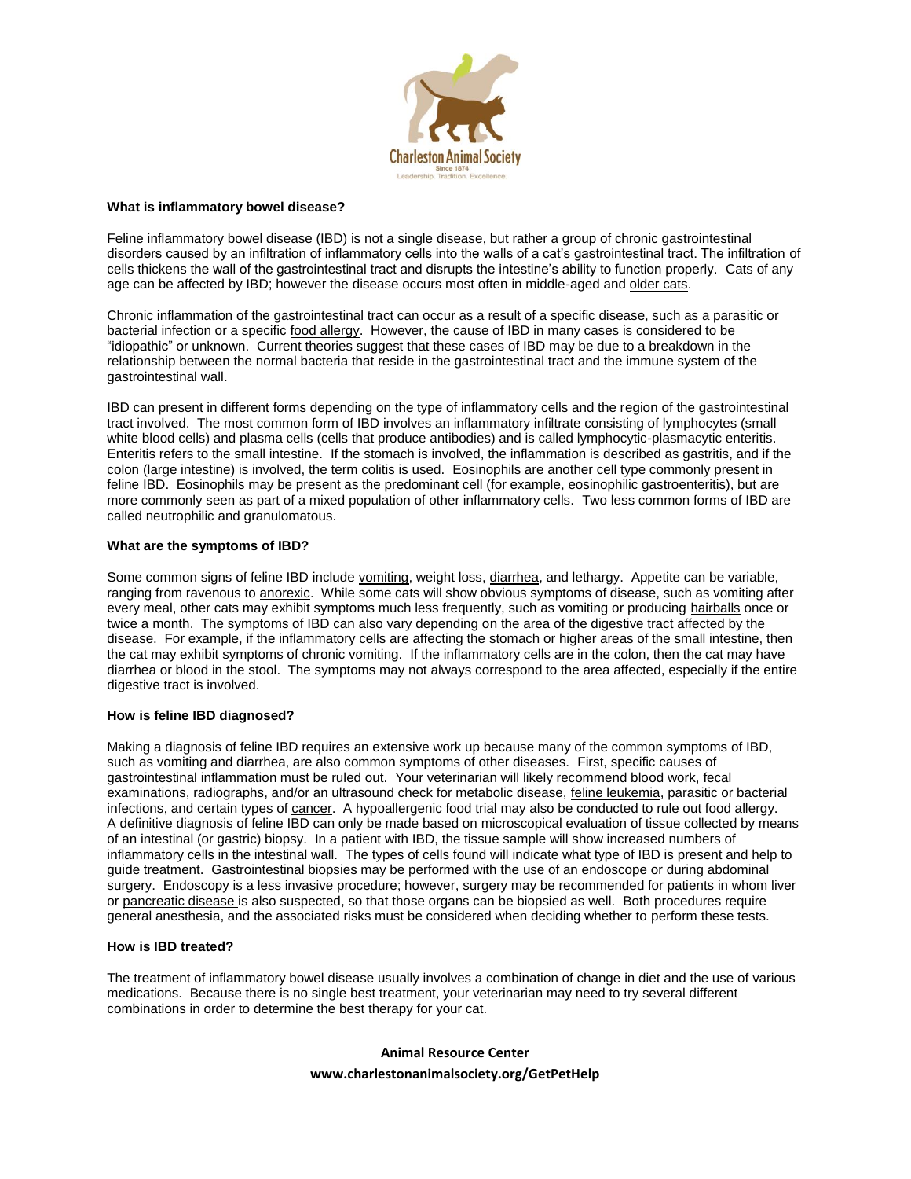**What is inflammatory bowel disease?**

Feline inflammatory bowel disease (IBD) is not a single disease, but rather a group of chronic gastrointestinal disorders caused by an infiltration of inflammatory cells into the walls of a cat's gastrointestinal tract. The infiltration of cells thickens the wall of the gastrointestinal tract and disrupts the intestine's ability to function properly. Cats of any age can be affected by IBD; however the disease occurs most often in middle-aged and older cats.

Chronic inflammation of the gastrointestinal tract can occur as a result of a specific disease, such as a parasitic or bacterial infection or a specific food allergy. However, the cause of IBD in many cases is considered to be "idiopathic" or unknown. Current theories suggest that these cases of IBD may be due to a breakdown in the relationship between the normal bacteria that reside in the gastrointestinal tract and the immune system of the gastrointestinal wall.

IBD can present in different forms depending on the type of inflammatory cells and the region of the gastrointestinal tract involved. The most common form of IBD involves an inflammatory infiltrate consisting of lymphocytes (small white blood cells) and plasma cells (cells that produce antibodies) and is called lymphocytic-plasmacytic enteritis. Enteritis refers to the small intestine. If the stomach is involved, the inflammation is described as gastritis, and if the colon (large intestine) is involved, the term colitis is used. Eosinophils are another cell type commonly present in feline IBD. Eosinophils may be present as the predominant cell (for example, eosinophilic gastroenteritis), but are more commonly seen as part of a mixed population of other inflammatory cells. Two less common forms of IBD are called neutrophilic and granulomatous.

**What are the symptoms of IBD?**

Some common signs of feline IBD include vomiting, weight loss, diarrhea, and lethargy. Appetite can be variable, ranging from ravenous to anorexic. While some cats will show obvious symptoms of disease, such as vomiting after every meal, other cats may exhibit symptoms much less frequently, such as vomiting or producing hairballs once or twice a month. The symptoms of IBD can also vary depending on the area of the digestive tract affected by the disease. For example, if the inflammatory cells are affecting the stomach or higher areas of the small intestine, then the cat may exhibit symptoms of chronic vomiting. If the inflammatory cells are in the colon, then the cat may have diarrhea or blood in the stool. The symptoms may not always correspond to the area affected, especially if the entire digestive tract is involved.

**How is feline IBD diagnosed?**

Making a diagnosis of feline IBD requires an extensive work up because many of the common symptoms of IBD, such as vomiting and diarrhea, are also common symptoms of other diseases. First, specific causes of gastrointestinal inflammation must be ruled out. Your veterinarian will likely recommend blood work, fecal examinations, radiographs, and/or an ultrasound check for metabolic disease, feline leukemia, parasitic or bacterial infections, and certain types of cancer. A hypoallergenic food trial may also be conducted to rule out food allergy. A definitive diagnosis of feline IBD can only be made based on microscopical evaluation of tissue collected by means of an intestinal (or gastric) biopsy. In a patient with IBD, the tissue sample will show increased numbers of inflammatory cells in the intestinal wall. The types of cells found will indicate what type of IBD is present and help to guide treatment. Gastrointestinal biopsies may be performed with the use of an endoscope or during abdominal surgery. Endoscopy is a less invasive procedure; however, surgery may be recommended for patients in whom liver or pancreatic disease is also suspected, so that those organs can be biopsied as well. Both procedures require general anesthesia, and the associated risks must be considered when deciding whether to perform these tests.

**How is IBD treated?**

The treatment of inflammatory bowel disease usually involves a combination of change in diet and the use of various medications. Because there is no single best treatment, your veterinarian may need to try several different combinations in order to determine the best therapy for your cat.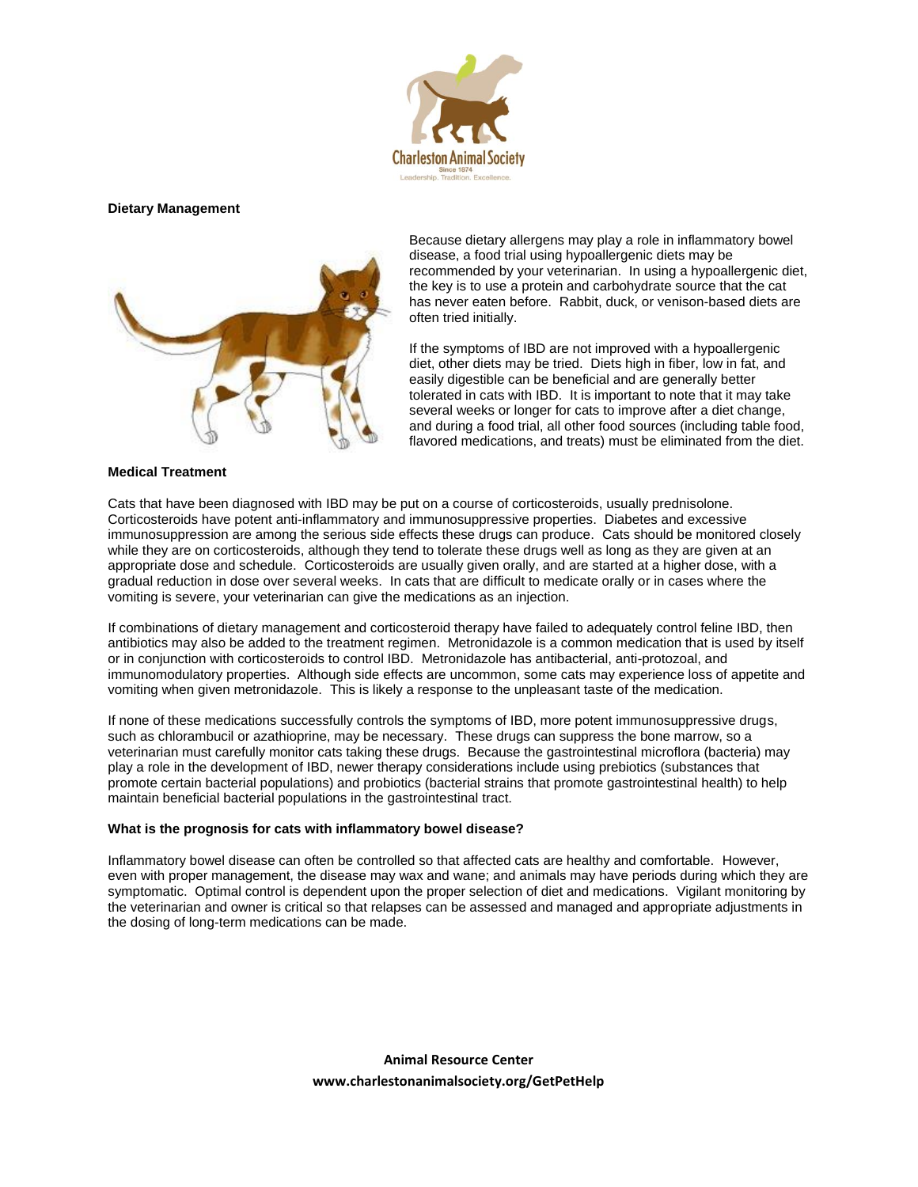## Dietary Management

Because dietary allergens may play a role in inflammatory bowel disease, a food trial using hypoallergenic diets may be recommended by your veterinarian. In using a hypoallergenic diet, the key is to use a protein and carbohydrate source that the cat has never eaten before. Rabbit, duck, or venison-based diets are often tried initially.

If the symptoms of IBD are not improved with a hypoallergenic diet, other diets may be tried. Diets high in fiber, low in fat, and easily digestible can be beneficial and are generally better tolerated in cats with IBD. It is important to note that it may take several weeks or longer for cats to improve after a diet change, and during a food trial, all other food sources (including table food, flavored medications, and treats) must be eliminated from the diet.

## Medical Treatment

Cats that have been diagnosed with IBD may be put on a course of corticosteroids, usually prednisolone. Corticosteroids have potent anti-inflammatory and immunosuppressive properties. Diabetes and excessive immunosuppression are among the serious side effects these drugs can produce. Cats should be monitored closely while they are on corticosteroids, although they tend to tolerate these drugs well as long as they are given at an appropriate dose and schedule. Corticosteroids are usually given orally, and are started at a higher dose, with a gradual reduction in dose over several weeks. In cats that are difficult to medicate orally or in cases where the vomiting is severe, your veterinarian can give the medications as an injection.

If combinations of dietary management and corticosteroid therapy have failed to adequately control feline IBD, then antibiotics may also be added to the treatment regimen. Metronidazole is a common medication that is used by itself or in conjunction with corticosteroids to control IBD. Metronidazole has antibacterial, anti-protozoal, and immunomodulatory properties. Although side effects are uncommon, some cats may experience loss of appetite and vomiting when given metronidazole. This is likely a response to the unpleasant taste of the medication.

If none of these medications successfully controls the symptoms of IBD, more potent immunosuppressive drugs, such as chlorambucil or azathioprine, may be necessary. These drugs can suppress the bone marrow, so a veterinarian must carefully monitor cats taking these drugs. Because the gastrointestinal microflora (bacteria) may play a role in the development of IBD, newer therapy considerations include using prebiotics (substances that promote certain bacterial populations) and probiotics (bacterial strains that promote gastrointestinal health) to help maintain beneficial bacterial populations in the gastrointestinal tract.

## What is the prognosis for cats with inflammatory bowel disease?

Inflammatory bowel disease can often be controlled so that affected cats are healthy and comfortable. However, even with proper management, the disease may wax and wane; and animals may have periods during which they are symptomatic. Optimal control is dependent upon the proper selection of diet and medications. Vigilant monitoring by the veterinarian and owner is critical so that relapses can be assessed and managed and appropriate adjustments in the dosing of long-term medications can be made.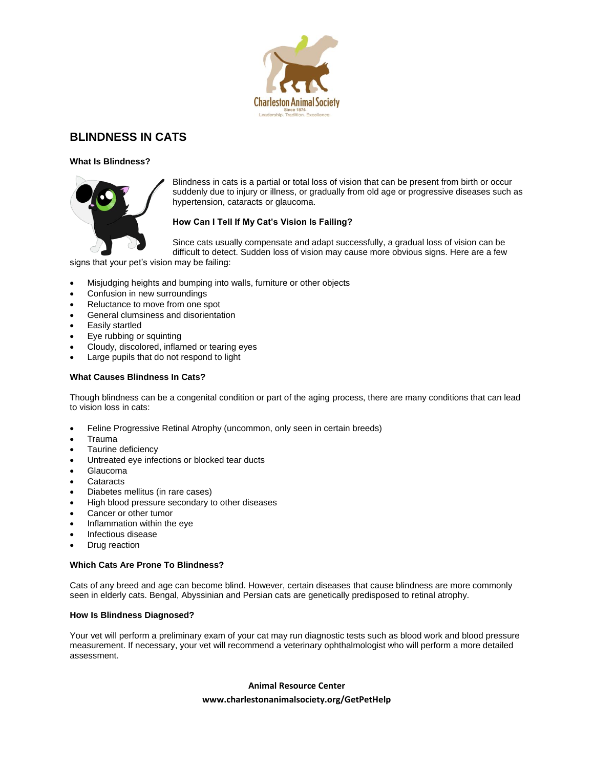# BLINDNESS IN CATS

### What Is Blindness?

Blindness in cats is a partial or total loss of vision that can be present from birth or occur suddenly due to injury or illness, or gradually from old age or progressive diseases such as hypertension, cataracts or glaucoma.

### How Can I Tell If My Cat's Vision Is Failing?

Since cats usually compensate and adapt successfully, a gradual loss of vision can be difficult to detect. Sudden loss of vision may cause more obvious signs. Here are a few signs that your pet's vision may be failing:

- Misjudging heights and bumping into walls, furniture or other objects
- Confusion in new surroundings
- Reluctance to move from one spot
- General clumsiness and disorientation
- Easily startled
- Eye rubbing or squinting
- Cloudy, discolored, inflamed or tearing eyes
- Large pupils that do not respond to light

### What Causes Blindness In Cats?

Though blindness can be a congenital condition or part of the aging process, there are many conditions that can lead to vision loss in cats:

- Feline Progressive Retinal Atrophy (uncommon, only seen in certain breeds)
- Trauma
- Taurine deficiency
- Untreated eye infections or blocked tear ducts
- Glaucoma
- Cataracts
- Diabetes mellitus (in rare cases)
- High blood pressure secondary to other diseases
- Cancer or other tumor
- Inflammation within the eye
- Infectious disease
- Drug reaction

### Which Cats Are Prone To Blindness?

Cats of any breed and age can become blind. However, certain diseases that cause blindness are more commonly seen in elderly cats. Bengal, Abyssinian and Persian cats are genetically predisposed to retinal atrophy.

### How Is Blindness Diagnosed?

Your vet will perform a preliminary exam of your cat may run diagnostic tests such as blood work and blood pressure measurement. If necessary, your vet will recommend a veterinary ophthalmologist who will perform a more detailed assessment.

**Animal Resource Center**
**www.charlestonanimalsociety.org/GetPetHelp**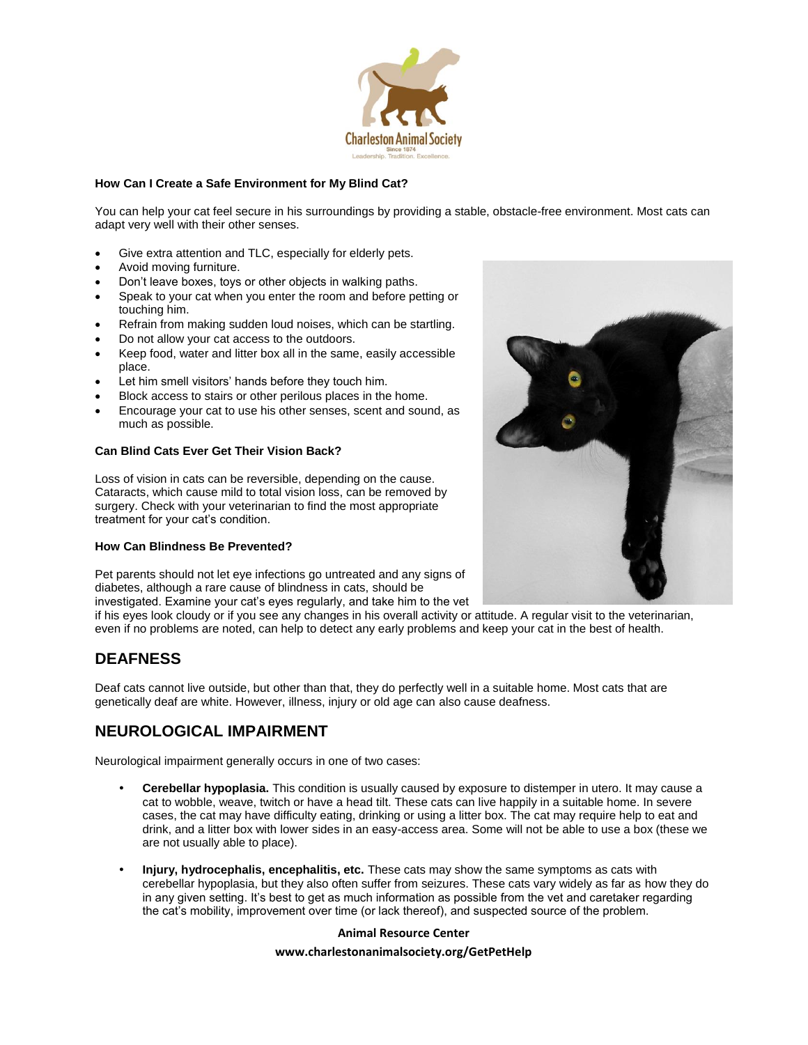### How Can I Create a Safe Environment for My Blind Cat?

You can help your cat feel secure in his surroundings by providing a stable, obstacle-free environment. Most cats can adapt very well with their other senses.

- Give extra attention and TLC, especially for elderly pets.
- Avoid moving furniture.
- Don't leave boxes, toys or other objects in walking paths.
- Speak to your cat when you enter the room and before petting or touching him.
- Refrain from making sudden loud noises, which can be startling.
- Do not allow your cat access to the outdoors.
- Keep food, water and litter box all in the same, easily accessible place.
- Let him smell visitors' hands before they touch him.
- Block access to stairs or other perilous places in the home.
- Encourage your cat to use his other senses, scent and sound, as much as possible.

### Can Blind Cats Ever Get Their Vision Back?

Loss of vision in cats can be reversible, depending on the cause. Cataracts, which cause mild to total vision loss, can be removed by surgery. Check with your veterinarian to find the most appropriate treatment for your cat's condition.

### How Can Blindness Be Prevented?

Pet parents should not let eye infections go untreated and any signs of diabetes, although a rare cause of blindness in cats, should be investigated. Examine your cat's eyes regularly, and take him to the vet if his eyes look cloudy or if you see any changes in his overall activity or attitude. A regular visit to the veterinarian, even if no problems are noted, can help to detect any early problems and keep your cat in the best of health.

## DEAFNESS

Deaf cats cannot live outside, but other than that, they do perfectly well in a suitable home. Most cats that are genetically deaf are white. However, illness, injury or old age can also cause deafness.

## NEUROLOGICAL IMPAIRMENT

Neurological impairment generally occurs in one of two cases:

- **Cerebellar hypoplasia.** This condition is usually caused by exposure to distemper in utero. It may cause a cat to wobble, weave, twitch or have a head tilt. These cats can live happily in a suitable home. In severe cases, the cat may have difficulty eating, drinking or using a litter box. The cat may require help to eat and drink, and a litter box with lower sides in an easy-access area. Some will not be able to use a box (these we are not usually able to place).

- **Injury, hydrocephalis, encephalitis, etc.** These cats may show the same symptoms as cats with cerebellar hypoplasia, but they also often suffer from seizures. These cats vary widely as far as how they do in any given setting. It's best to get as much information as possible from the vet and caretaker regarding the cat's mobility, improvement over time (or lack thereof), and suspected source of the problem.

**Animal Resource Center**

**www.charlestonanimalsociety.org/GetPetHelp**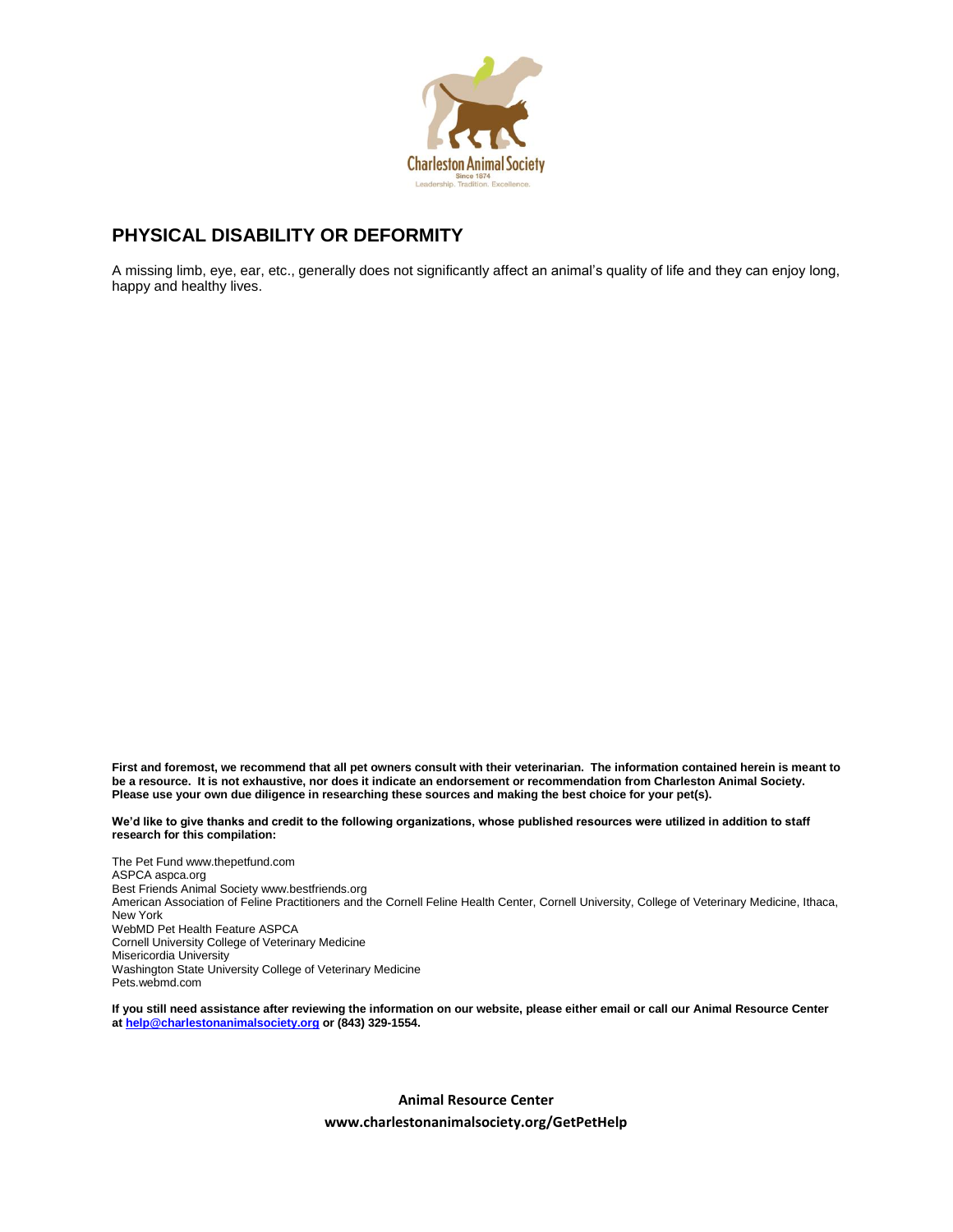## PHYSICAL DISABILITY OR DEFORMITY

A missing limb, eye, ear, etc., generally does not significantly affect an animal's quality of life and they can enjoy long, happy and healthy lives.

**First and foremost, we recommend that all pet owners consult with their veterinarian. The information contained herein is meant to be a resource. It is not exhaustive, nor does it indicate an endorsement or recommendation from Charleston Animal Society. Please use your own due diligence in researching these sources and making the best choice for your pet(s).**

**We'd like to give thanks and credit to the following organizations, whose published resources were utilized in addition to staff research for this compilation:**

The Pet Fund www.thepetfund.com
ASPCA aspca.org
Best Friends Animal Society www.bestfriends.org
American Association of Feline Practitioners and the Cornell Feline Health Center, Cornell University, College of Veterinary Medicine, Ithaca, New York
WebMD Pet Health Feature ASPCA
Cornell University College of Veterinary Medicine
Misericordia University
Washington State University College of Veterinary Medicine
Pets.webmd.com

**If you still need assistance after reviewing the information on our website, please either email or call our Animal Resource Center at help@charlestonanimalsociety.org or (843) 329-1554.**

**Animal Resource Center**
**www.charlestonanimalsociety.org/GetPetHelp**